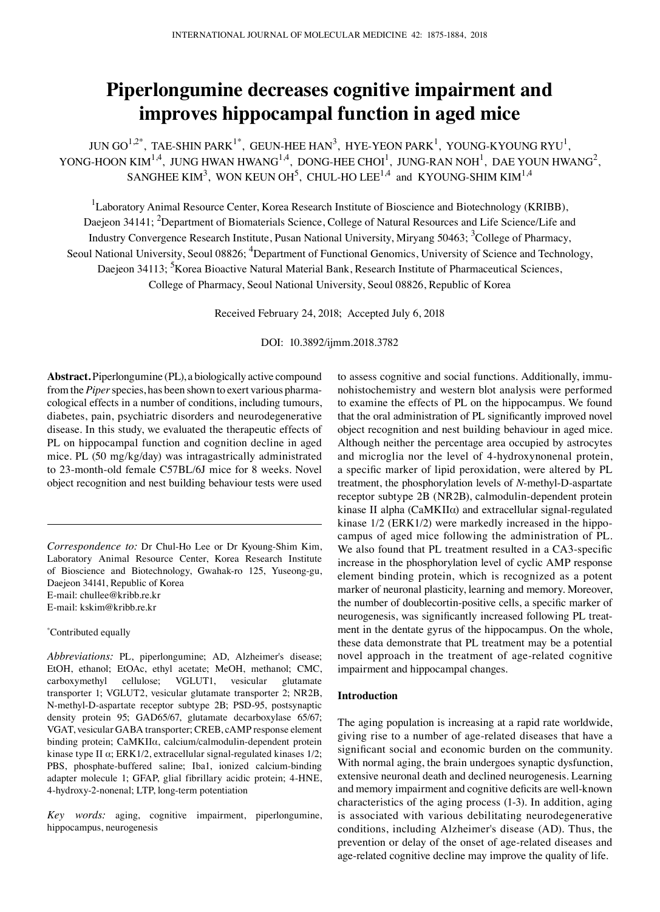# Piperlongumine decreases cognitive impairment and improves hippocampal function in aged mice

JUN GO[1,2*], TAE-SHIN PARK[1*], GEUN-HEE HAN[3], HYE-YEON PARK[1], YOUNG-KYOUNG RYU[1], YONG-HOON KIM[1,4], JUNG HWAN HWANG[1,4], DONG-HEE CHOI[1], JUNG-RAN NOH[1], DAE YOUN HWANG[2], SANGHEE KIM[3], WON KEUN OH[5], CHUL-HO LEE[1,4] and KYOUNG-SHIM KIM[1,4]

[1]Laboratory Animal Resource Center, Korea Research Institute of Bioscience and Biotechnology (KRIBB), Daejeon 34141; [2]Department of Biomaterials Science, College of Natural Resources and Life Science/Life and Industry Convergence Research Institute, Pusan National University, Miryang 50463; [3]College of Pharmacy, Seoul National University, Seoul 08826; [4]Department of Functional Genomics, University of Science and Technology, Daejeon 34113; [5]Korea Bioactive Natural Material Bank, Research Institute of Pharmaceutical Sciences, College of Pharmacy, Seoul National University, Seoul 08826, Republic of Korea

Received February 24, 2018; Accepted July 6, 2018

DOI: 10.3892/ijmm.2018.3782

**Abstract.** Piperlongumine (PL), a biologically active compound from the *Piper* species, has been shown to exert various pharmacological effects in a number of conditions, including tumours, diabetes, pain, psychiatric disorders and neurodegenerative disease. In this study, we evaluated the therapeutic effects of PL on hippocampal function and cognition decline in aged mice. PL (50 mg/kg/day) was intragastrically administrated to 23-month-old female C57BL/6J mice for 8 weeks. Novel object recognition and nest building behaviour tests were used to assess cognitive and social functions. Additionally, immunohistochemistry and western blot analysis were performed to examine the effects of PL on the hippocampus. We found that the oral administration of PL significantly improved novel object recognition and nest building behaviour in aged mice. Although neither the percentage area occupied by astrocytes and microglia nor the level of 4-hydroxynonenal protein, a specific marker of lipid peroxidation, were altered by PL treatment, the phosphorylation levels of *N*-methyl-D-aspartate receptor subtype 2B (NR2B), calmodulin-dependent protein kinase II alpha (CaMKIIα) and extracellular signal-regulated kinase 1/2 (ERK1/2) were markedly increased in the hippocampus of aged mice following the administration of PL. We also found that PL treatment resulted in a CA3-specific increase in the phosphorylation level of cyclic AMP response element binding protein, which is recognized as a potent marker of neuronal plasticity, learning and memory. Moreover, the number of doublecortin-positive cells, a specific marker of neurogenesis, was significantly increased following PL treatment in the dentate gyrus of the hippocampus. On the whole, these data demonstrate that PL treatment may be a potential novel approach in the treatment of age-related cognitive impairment and hippocampal changes.

*Correspondence to:* Dr Chul-Ho Lee or Dr Kyoung-Shim Kim, Laboratory Animal Resource Center, Korea Research Institute of Bioscience and Biotechnology, Gwahak-ro 125, Yuseong-gu, Daejeon 34141, Republic of Korea
E-mail: chullee@kribb.re.kr
E-mail: kskim@kribb.re.kr

*Contributed equally

*Abbreviations:* PL, piperlongumine; AD, Alzheimer's disease; EtOH, ethanol; EtOAc, ethyl acetate; MeOH, methanol; CMC, carboxymethyl cellulose; VGLUT1, vesicular glutamate transporter 1; VGLUT2, vesicular glutamate transporter 2; NR2B, N-methyl-D-aspartate receptor subtype 2B; PSD-95, postsynaptic density protein 95; GAD65/67, glutamate decarboxylase 65/67; VGAT, vesicular GABA transporter; CREB, cAMP response element binding protein; CaMKIIα, calcium/calmodulin-dependent protein kinase type II α; ERK1/2, extracellular signal-regulated kinases 1/2; PBS, phosphate-buffered saline; Iba1, ionized calcium-binding adapter molecule 1; GFAP, glial fibrillary acidic protein; 4-HNE, 4-hydroxy-2-nonenal; LTP, long-term potentiation

*Key words:* aging, cognitive impairment, piperlongumine, hippocampus, neurogenesis

## Introduction

The aging population is increasing at a rapid rate worldwide, giving rise to a number of age-related diseases that have a significant social and economic burden on the community. With normal aging, the brain undergoes synaptic dysfunction, extensive neuronal death and declined neurogenesis. Learning and memory impairment and cognitive deficits are well-known characteristics of the aging process (1-3). In addition, aging is associated with various debilitating neurodegenerative conditions, including Alzheimer's disease (AD). Thus, the prevention or delay of the onset of age-related diseases and age-related cognitive decline may improve the quality of life.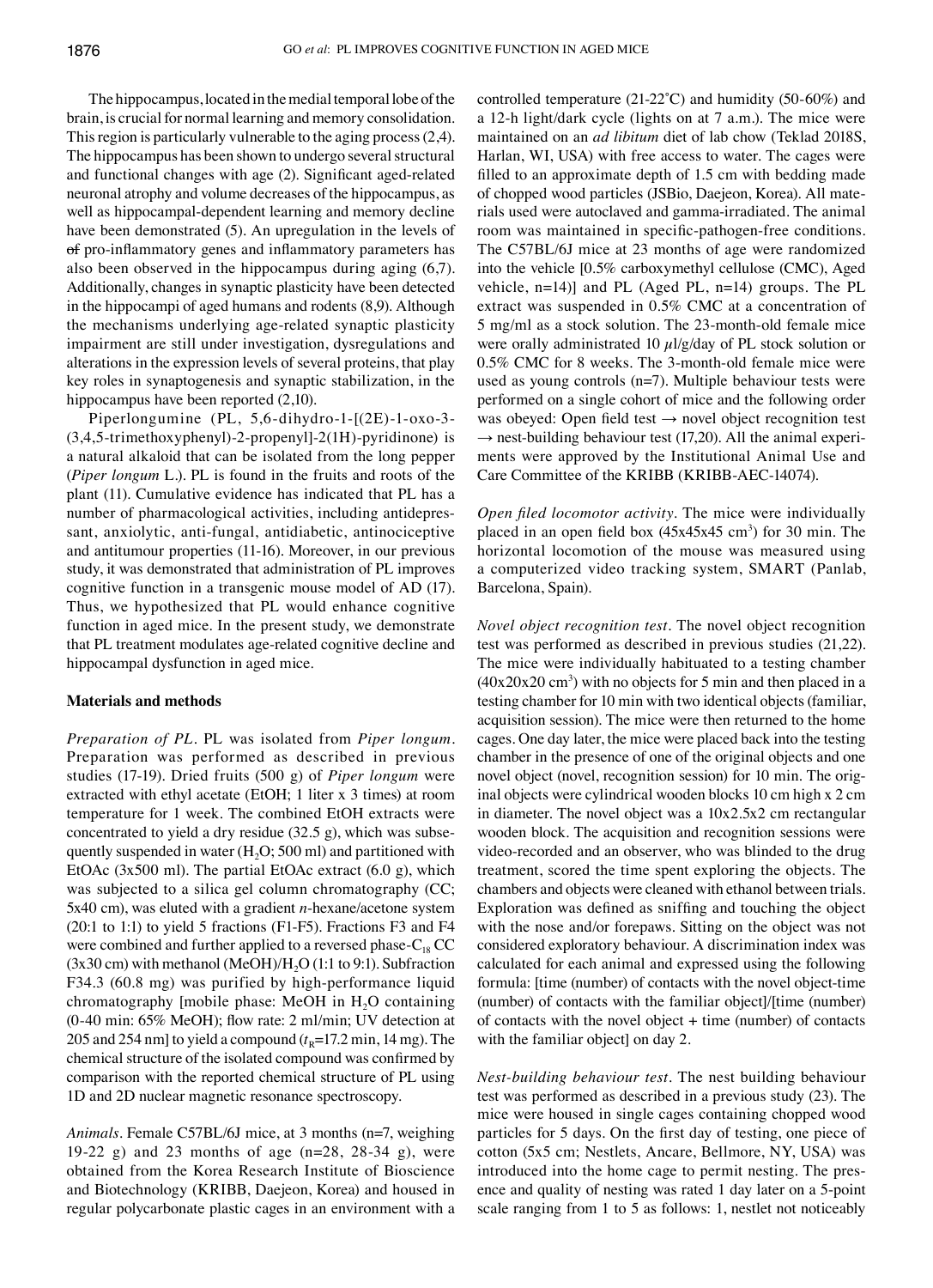The hippocampus, located in the medial temporal lobe of the brain, is crucial for normal learning and memory consolidation. This region is particularly vulnerable to the aging process (2,4). The hippocampus has been shown to undergo several structural and functional changes with age (2). Significant aged-related neuronal atrophy and volume decreases of the hippocampus, as well as hippocampal-dependent learning and memory decline have been demonstrated (5). An upregulation in the levels of ~~of~~ pro-inflammatory genes and inflammatory parameters has also been observed in the hippocampus during aging (6,7). Additionally, changes in synaptic plasticity have been detected in the hippocampi of aged humans and rodents (8,9). Although the mechanisms underlying age-related synaptic plasticity impairment are still under investigation, dysregulations and alterations in the expression levels of several proteins, that play key roles in synaptogenesis and synaptic stabilization, in the hippocampus have been reported (2,10).

Piperlongumine (PL, 5,6-dihydro-1-[(2E)-1-oxo-3-(3,4,5-trimethoxyphenyl)-2-propenyl]-2(1H)-pyridinone) is a natural alkaloid that can be isolated from the long pepper (*Piper longum* L.). PL is found in the fruits and roots of the plant (11). Cumulative evidence has indicated that PL has a number of pharmacological activities, including antidepressant, anxiolytic, anti-fungal, antidiabetic, antinociceptive and antitumour properties (11-16). Moreover, in our previous study, it was demonstrated that administration of PL improves cognitive function in a transgenic mouse model of AD (17). Thus, we hypothesized that PL would enhance cognitive function in aged mice. In the present study, we demonstrate that PL treatment modulates age-related cognitive decline and hippocampal dysfunction in aged mice.

## Materials and methods

*Preparation of PL.* PL was isolated from *Piper longum*. Preparation was performed as described in previous studies (17-19). Dried fruits (500 g) of *Piper longum* were extracted with ethyl acetate (EtOH; 1 liter x 3 times) at room temperature for 1 week. The combined EtOH extracts were concentrated to yield a dry residue (32.5 g), which was subsequently suspended in water ($H_2O$; 500 ml) and partitioned with EtOAc (3x500 ml). The partial EtOAc extract (6.0 g), which was subjected to a silica gel column chromatography (CC; 5x40 cm), was eluted with a gradient *n*-hexane/acetone system (20:1 to 1:1) to yield 5 fractions (F1-F5). Fractions F3 and F4 were combined and further applied to a reversed phase-$C_{18}$ CC (3x30 cm) with methanol (MeOH)/$H_2O$ (1:1 to 9:1). Subfraction F34.3 (60.8 mg) was purified by high-performance liquid chromatography [mobile phase: MeOH in $H_2O$ containing (0-40 min: 65% MeOH); flow rate: 2 ml/min; UV detection at 205 and 254 nm] to yield a compound ($t_R$=17.2 min, 14 mg). The chemical structure of the isolated compound was confirmed by comparison with the reported chemical structure of PL using 1D and 2D nuclear magnetic resonance spectroscopy.

*Animals.* Female C57BL/6J mice, at 3 months (n=7, weighing 19-22 g) and 23 months of age (n=28, 28-34 g), were obtained from the Korea Research Institute of Bioscience and Biotechnology (KRIBB, Daejeon, Korea) and housed in regular polycarbonate plastic cages in an environment with a controlled temperature (21-22˚C) and humidity (50-60%) and a 12-h light/dark cycle (lights on at 7 a.m.). The mice were maintained on an *ad libitum* diet of lab chow (Teklad 2018S, Harlan, WI, USA) with free access to water. The cages were filled to an approximate depth of 1.5 cm with bedding made of chopped wood particles (JSBio, Daejeon, Korea). All materials used were autoclaved and gamma-irradiated. The animal room was maintained in specific-pathogen-free conditions. The C57BL/6J mice at 23 months of age were randomized into the vehicle [0.5% carboxymethyl cellulose (CMC), Aged vehicle, n=14)] and PL (Aged PL, n=14) groups. The PL extract was suspended in 0.5% CMC at a concentration of 5 mg/ml as a stock solution. The 23-month-old female mice were orally administrated 10 $\mu$l/g/day of PL stock solution or 0.5% CMC for 8 weeks. The 3-month-old female mice were used as young controls (n=7). Multiple behaviour tests were performed on a single cohort of mice and the following order was obeyed: Open field test → novel object recognition test → nest-building behaviour test (17,20). All the animal experiments were approved by the Institutional Animal Use and Care Committee of the KRIBB (KRIBB-AEC-14074).

*Open filed locomotor activity.* The mice were individually placed in an open field box (45x45x45 $cm^3$) for 30 min. The horizontal locomotion of the mouse was measured using a computerized video tracking system, SMART (Panlab, Barcelona, Spain).

*Novel object recognition test.* The novel object recognition test was performed as described in previous studies (21,22). The mice were individually habituated to a testing chamber (40x20x20 $cm^3$) with no objects for 5 min and then placed in a testing chamber for 10 min with two identical objects (familiar, acquisition session). The mice were then returned to the home cages. One day later, the mice were placed back into the testing chamber in the presence of one of the original objects and one novel object (novel, recognition session) for 10 min. The original objects were cylindrical wooden blocks 10 cm high x 2 cm in diameter. The novel object was a 10x2.5x2 cm rectangular wooden block. The acquisition and recognition sessions were video-recorded and an observer, who was blinded to the drug treatment, scored the time spent exploring the objects. The chambers and objects were cleaned with ethanol between trials. Exploration was defined as sniffing and touching the object with the nose and/or forepaws. Sitting on the object was not considered exploratory behaviour. A discrimination index was calculated for each animal and expressed using the following formula: [time (number) of contacts with the novel object-time (number) of contacts with the familiar object]/[time (number) of contacts with the novel object + time (number) of contacts with the familiar object] on day 2.

*Nest-building behaviour test.* The nest building behaviour test was performed as described in a previous study (23). The mice were housed in single cages containing chopped wood particles for 5 days. On the first day of testing, one piece of cotton (5x5 cm; Nestlets, Ancare, Bellmore, NY, USA) was introduced into the home cage to permit nesting. The presence and quality of nesting was rated 1 day later on a 5-point scale ranging from 1 to 5 as follows: 1, nestlet not noticeably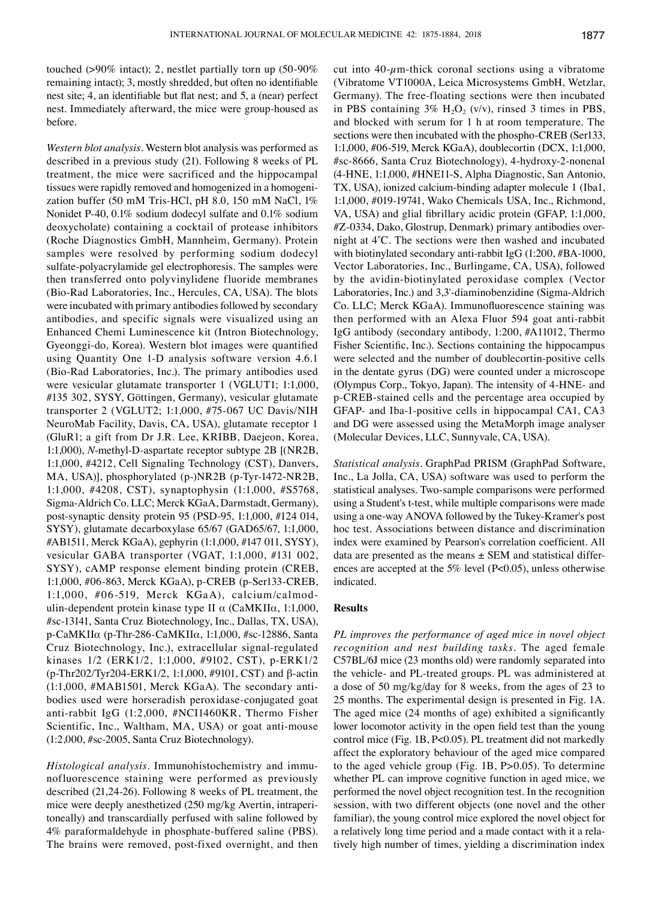touched (>90% intact); 2, nestlet partially torn up (50-90% remaining intact); 3, mostly shredded, but often no identifiable nest site; 4, an identifiable but flat nest; and 5, a (near) perfect nest. Immediately afterward, the mice were group-housed as before.

*Western blot analysis*. Western blot analysis was performed as described in a previous study (21). Following 8 weeks of PL treatment, the mice were sacrificed and the hippocampal tissues were rapidly removed and homogenized in a homogenization buffer (50 mM Tris-HCl, pH 8.0, 150 mM NaCl, 1% Nonidet P-40, 0.1% sodium dodecyl sulfate and 0.1% sodium deoxycholate) containing a cocktail of protease inhibitors (Roche Diagnostics GmbH, Mannheim, Germany). Protein samples were resolved by performing sodium dodecyl sulfate-polyacrylamide gel electrophoresis. The samples were then transferred onto polyvinylidene fluoride membranes (Bio-Rad Laboratories, Inc., Hercules, CA, USA). The blots were incubated with primary antibodies followed by secondary antibodies, and specific signals were visualized using an Enhanced Chemi Luminescence kit (Intron Biotechnology, Gyeonggi-do, Korea). Western blot images were quantified using Quantity One 1-D analysis software version 4.6.1 (Bio-Rad Laboratories, Inc.). The primary antibodies used were vesicular glutamate transporter 1 (VGLUT1; 1:1,000, #135 302, SYSY, Göttingen, Germany), vesicular glutamate transporter 2 (VGLUT2; 1:1,000, #75-067 UC Davis/NIH NeuroMab Facility, Davis, CA, USA), glutamate receptor 1 (GluR1; a gift from Dr J.R. Lee, KRIBB, Daejeon, Korea, 1:1,000), *N*-methyl-D-aspartate receptor subtype 2B [(NR2B, 1:1,000, #4212, Cell Signaling Technology (CST), Danvers, MA, USA)], phosphorylated (p-)NR2B (p-Tyr-1472-NR2B, 1:1,000, #4208, CST), synaptophysin (1:1,000, #S5768, Sigma-Aldrich Co. LLC; Merck KGaA, Darmstadt, Germany), post-synaptic density protein 95 (PSD-95, 1:1,000, #124 014, SYSY), glutamate decarboxylase 65/67 (GAD65/67, 1:1,000, #AB1511, Merck KGaA), gephyrin (1:1,000, #147 011, SYSY), vesicular GABA transporter (VGAT, 1:1,000, #131 002, SYSY), cAMP response element binding protein (CREB, 1:1,000, #06-863, Merck KGaA), p-CREB (p-Ser133-CREB, 1:1,000, #06-519, Merck KGaA), calcium/calmodulin-dependent protein kinase type II α (CaMKIIα, 1:1,000, #sc-13141, Santa Cruz Biotechnology, Inc., Dallas, TX, USA), p-CaMKIIα (p-Thr-286-CaMKIIα, 1:1,000, #sc-12886, Santa Cruz Biotechnology, Inc.), extracellular signal-regulated kinases 1/2 (ERK1/2, 1:1,000, #9102, CST), p-ERK1/2 (p-Thr202/Tyr204-ERK1/2, 1:1,000, #9101, CST) and β-actin (1:1,000, #MAB1501, Merck KGaA). The secondary antibodies used were horseradish peroxidase-conjugated goat anti-rabbit IgG (1:2,000, #NCI1460KR, Thermo Fisher Scientific, Inc., Waltham, MA, USA) or goat anti-mouse (1:2,000, #sc-2005, Santa Cruz Biotechnology).

*Histological analysis*. Immunohistochemistry and immunofluorescence staining were performed as previously described (21,24-26). Following 8 weeks of PL treatment, the mice were deeply anesthetized (250 mg/kg Avertin, intraperitoneally) and transcardially perfused with saline followed by 4% paraformaldehyde in phosphate-buffered saline (PBS). The brains were removed, post-fixed overnight, and then cut into 40-$\mu$m-thick coronal sections using a vibratome (Vibratome VT1000A, Leica Microsystems GmbH, Wetzlar, Germany). The free-floating sections were then incubated in PBS containing 3% $H_2O_2$ (v/v), rinsed 3 times in PBS, and blocked with serum for 1 h at room temperature. The sections were then incubated with the phospho-CREB (Ser133, 1:1,000, #06-519, Merck KGaA), doublecortin (DCX, 1:1,000, #sc-8666, Santa Cruz Biotechnology), 4-hydroxy-2-nonenal (4-HNE, 1:1,000, #HNE11-S, Alpha Diagnostic, San Antonio, TX, USA), ionized calcium-binding adapter molecule 1 (Iba1, 1:1,000, #019-19741, Wako Chemicals USA, Inc., Richmond, VA, USA) and glial fibrillary acidic protein (GFAP, 1:1,000, #Z-0334, Dako, Glostrup, Denmark) primary antibodies overnight at 4˚C. The sections were then washed and incubated with biotinylated secondary anti-rabbit IgG (1:200, #BA-1000, Vector Laboratories, Inc., Burlingame, CA, USA), followed by the avidin-biotinylated peroxidase complex (Vector Laboratories, Inc.) and 3,3'-diaminobenzidine (Sigma-Aldrich Co. LLC; Merck KGaA). Immunofluorescence staining was then performed with an Alexa Fluor 594 goat anti-rabbit IgG antibody (secondary antibody, 1:200, #A11012, Thermo Fisher Scientific, Inc.). Sections containing the hippocampus were selected and the number of doublecortin-positive cells in the dentate gyrus (DG) were counted under a microscope (Olympus Corp., Tokyo, Japan). The intensity of 4-HNE- and p-CREB-stained cells and the percentage area occupied by GFAP- and Iba-1-positive cells in hippocampal CA1, CA3 and DG were assessed using the MetaMorph image analyser (Molecular Devices, LLC, Sunnyvale, CA, USA).

*Statistical analysis*. GraphPad PRISM (GraphPad Software, Inc., La Jolla, CA, USA) software was used to perform the statistical analyses. Two-sample comparisons were performed using a Student's t-test, while multiple comparisons were made using a one-way ANOVA followed by the Tukey-Kramer's post hoc test. Associations between distance and discrimination index were examined by Pearson's correlation coefficient. All data are presented as the means ± SEM and statistical differences are accepted at the 5% level ($P<0.05$), unless otherwise indicated.

## Results

*PL improves the performance of aged mice in novel object recognition and nest building tasks*. The aged female C57BL/6J mice (23 months old) were randomly separated into the vehicle- and PL-treated groups. PL was administered at a dose of 50 mg/kg/day for 8 weeks, from the ages of 23 to 25 months. The experimental design is presented in Fig. 1A. The aged mice (24 months of age) exhibited a significantly lower locomotor activity in the open field test than the young control mice (Fig. 1B, $P<0.05$). PL treatment did not markedly affect the exploratory behaviour of the aged mice compared to the aged vehicle group (Fig. 1B, $P>0.05$). To determine whether PL can improve cognitive function in aged mice, we performed the novel object recognition test. In the recognition session, with two different objects (one novel and the other familiar), the young control mice explored the novel object for a relatively long time period and a made contact with it a relatively high number of times, yielding a discrimination index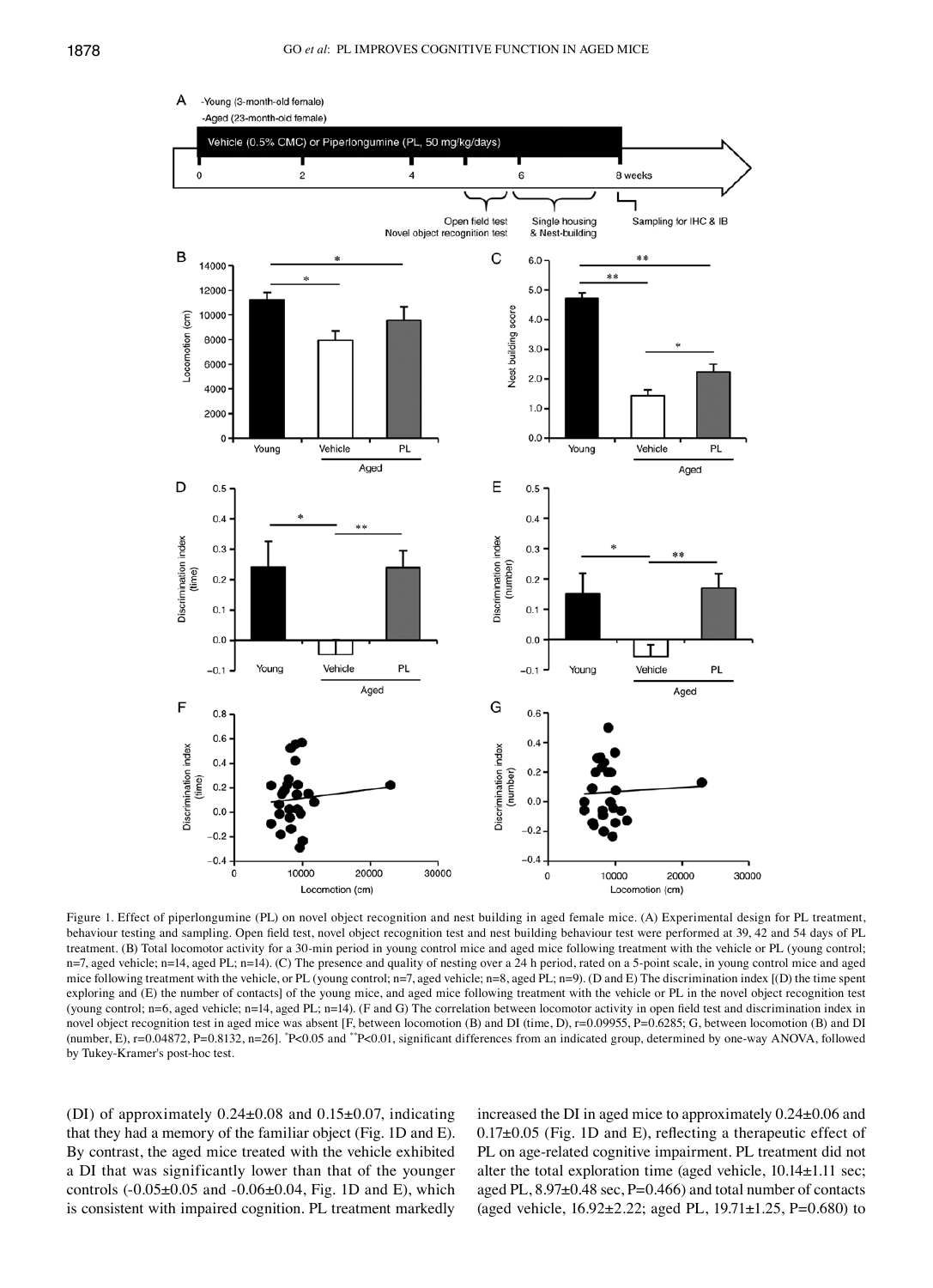Figure 1. Effect of piperlongumine (PL) on novel object recognition and nest building in aged female mice. (A) Experimental design for PL treatment, behaviour testing and sampling. Open field test, novel object recognition test and nest building behaviour test were performed at 39, 42 and 54 days of PL treatment. (B) Total locomotor activity for a 30-min period in young control mice and aged mice following treatment with the vehicle or PL (young control; n=7, aged vehicle; n=14, aged PL; n=14). (C) The presence and quality of nesting over a 24 h period, rated on a 5-point scale, in young control mice and aged mice following treatment with the vehicle, or PL (young control; n=7, aged vehicle; n=8, aged PL; n=9). (D and E) The discrimination index [(D) the time spent exploring and (E) the number of contacts] of the young mice, and aged mice following treatment with the vehicle or PL in the novel object recognition test (young control; n=6, aged vehicle; n=14, aged PL; n=14). (F and G) The correlation between locomotor activity in open field test and discrimination index in novel object recognition test in aged mice was absent [F, between locomotion (B) and DI (time, D), r=0.09955, P=0.6285; G, between locomotion (B) and DI (number, E), r=0.04872, P=0.8132, n=26]. *P<0.05 and **P<0.01, significant differences from an indicated group, determined by one-way ANOVA, followed by Tukey-Kramer's post-hoc test.

(DI) of approximately 0.24±0.08 and 0.15±0.07, indicating that they had a memory of the familiar object (Fig. 1D and E). By contrast, the aged mice treated with the vehicle exhibited a DI that was significantly lower than that of the younger controls (-0.05±0.05 and -0.06±0.04, Fig. 1D and E), which is consistent with impaired cognition. PL treatment markedly increased the DI in aged mice to approximately 0.24±0.06 and 0.17±0.05 (Fig. 1D and E), reflecting a therapeutic effect of PL on age-related cognitive impairment. PL treatment did not alter the total exploration time (aged vehicle, 10.14±1.11 sec; aged PL, 8.97±0.48 sec, P=0.466) and total number of contacts (aged vehicle, 16.92±2.22; aged PL, 19.71±1.25, P=0.680) to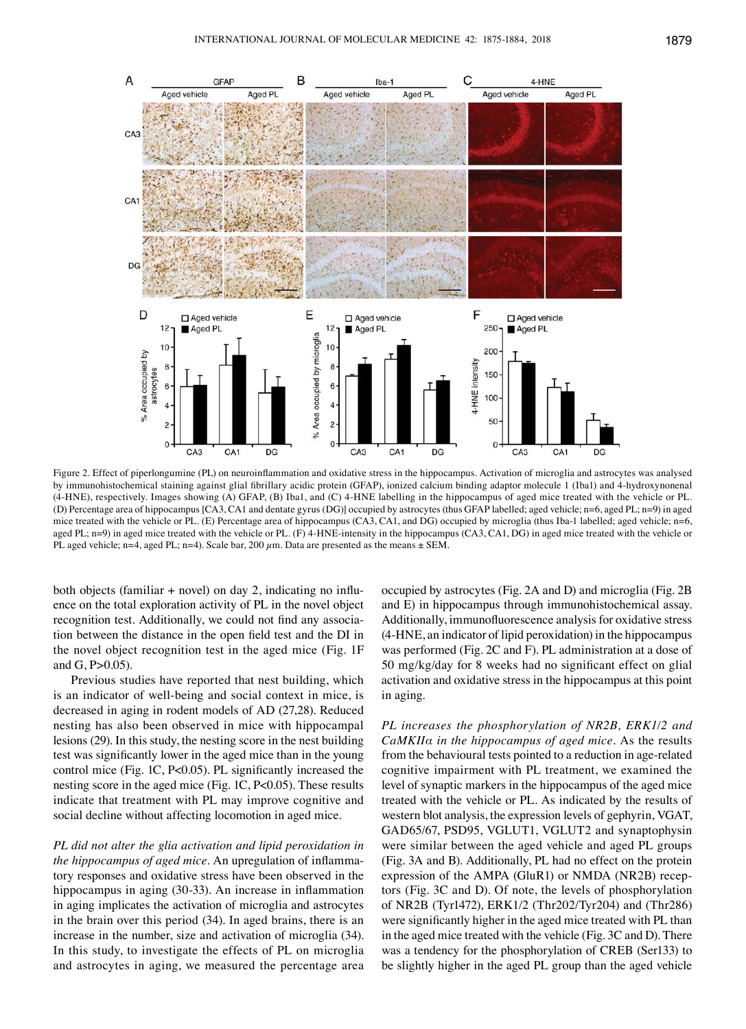Figure 2. Effect of piperlongumine (PL) on neuroinflammation and oxidative stress in the hippocampus. Activation of microglia and astrocytes was analysed by immunohistochemical staining against glial fibrillary acidic protein (GFAP), ionized calcium binding adaptor molecule 1 (Iba1) and 4-hydroxynonenal (4-HNE), respectively. Images showing (A) GFAP, (B) Iba1, and (C) 4-HNE labelling in the hippocampus of aged mice treated with the vehicle or PL. (D) Percentage area of hippocampus [CA3, CA1 and dentate gyrus (DG)] occupied by astrocytes (thus GFAP labelled; aged vehicle; n=6, aged PL; n=9) in aged mice treated with the vehicle or PL. (E) Percentage area of hippocampus (CA3, CA1, and DG) occupied by microglia (thus Iba-1 labelled; aged vehicle; n=6, aged PL; n=9) in aged mice treated with the vehicle or PL. (F) 4-HNE-intensity in the hippocampus (CA3, CA1, DG) in aged mice treated with the vehicle or PL aged vehicle; n=4, aged PL; n=4). Scale bar, 200 $\mu$m. Data are presented as the means ± SEM.

both objects (familiar + novel) on day 2, indicating no influence on the total exploration activity of PL in the novel object recognition test. Additionally, we could not find any association between the distance in the open field test and the DI in the novel object recognition test in the aged mice (Fig. 1F and G, P>0.05).

Previous studies have reported that nest building, which is an indicator of well-being and social context in mice, is decreased in aging in rodent models of AD (27,28). Reduced nesting has also been observed in mice with hippocampal lesions (29). In this study, the nesting score in the nest building test was significantly lower in the aged mice than in the young control mice (Fig. 1C, P<0.05). PL significantly increased the nesting score in the aged mice (Fig. 1C, P<0.05). These results indicate that treatment with PL may improve cognitive and social decline without affecting locomotion in aged mice.

*PL did not alter the glia activation and lipid peroxidation in the hippocampus of aged mice.* An upregulation of inflammatory responses and oxidative stress have been observed in the hippocampus in aging (30-33). An increase in inflammation in aging implicates the activation of microglia and astrocytes in the brain over this period (34). In aged brains, there is an increase in the number, size and activation of microglia (34). In this study, to investigate the effects of PL on microglia and astrocytes in aging, we measured the percentage area occupied by astrocytes (Fig. 2A and D) and microglia (Fig. 2B and E) in hippocampus through immunohistochemical assay. Additionally, immunofluorescence analysis for oxidative stress (4-HNE, an indicator of lipid peroxidation) in the hippocampus was performed (Fig. 2C and F). PL administration at a dose of 50 mg/kg/day for 8 weeks had no significant effect on glial activation and oxidative stress in the hippocampus at this point in aging.

*PL increases the phosphorylation of NR2B, ERK1/2 and CaMKIIα in the hippocampus of aged mice.* As the results from the behavioural tests pointed to a reduction in age-related cognitive impairment with PL treatment, we examined the level of synaptic markers in the hippocampus of the aged mice treated with the vehicle or PL. As indicated by the results of western blot analysis, the expression levels of gephyrin, VGAT, GAD65/67, PSD95, VGLUT1, VGLUT2 and synaptophysin were similar between the aged vehicle and aged PL groups (Fig. 3A and B). Additionally, PL had no effect on the protein expression of the AMPA (GluR1) or NMDA (NR2B) receptors (Fig. 3C and D). Of note, the levels of phosphorylation of NR2B (Tyr1472), ERK1/2 (Thr202/Tyr204) and (Thr286) were significantly higher in the aged mice treated with PL than in the aged mice treated with the vehicle (Fig. 3C and D). There was a tendency for the phosphorylation of CREB (Ser133) to be slightly higher in the aged PL group than the aged vehicle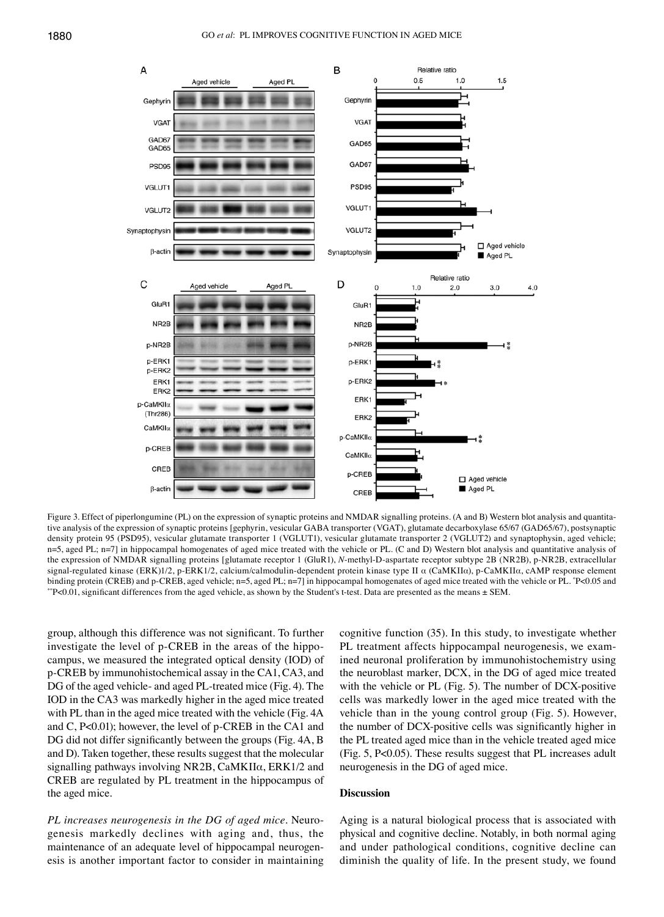Figure 3. Effect of piperlongumine (PL) on the expression of synaptic proteins and NMDAR signalling proteins. (A and B) Western blot analysis and quantitative analysis of the expression of synaptic proteins [gephyrin, vesicular GABA transporter (VGAT), glutamate decarboxylase 65/67 (GAD65/67), postsynaptic density protein 95 (PSD95), vesicular glutamate transporter 1 (VGLUT1), vesicular glutamate transporter 2 (VGLUT2) and synaptophysin, aged vehicle; n=5, aged PL; n=7] in hippocampal homogenates of aged mice treated with the vehicle or PL. (C and D) Western blot analysis and quantitative analysis of the expression of NMDAR signalling proteins [glutamate receptor 1 (GluR1), *N*-methyl-D-aspartate receptor subtype 2B (NR2B), p-NR2B, extracellular signal-regulated kinase (ERK)1/2, p-ERK1/2, calcium/calmodulin-dependent protein kinase type II α (CaMKIIα), p-CaMKIIα, cAMP response element binding protein (CREB) and p-CREB, aged vehicle; n=5, aged PL; n=7] in hippocampal homogenates of aged mice treated with the vehicle or PL. *P<0.05 and **P<0.01, significant differences from the aged vehicle, as shown by the Student's t-test. Data are presented as the means ± SEM.

group, although this difference was not significant. To further investigate the level of p-CREB in the areas of the hippocampus, we measured the integrated optical density (IOD) of p-CREB by immunohistochemical assay in the CA1, CA3, and DG of the aged vehicle- and aged PL-treated mice (Fig. 4). The IOD in the CA3 was markedly higher in the aged mice treated with PL than in the aged mice treated with the vehicle (Fig. 4A and C, P<0.01); however, the level of p-CREB in the CA1 and DG did not differ significantly between the groups (Fig. 4A, B and D). Taken together, these results suggest that the molecular signalling pathways involving NR2B, CaMKIIα, ERK1/2 and CREB are regulated by PL treatment in the hippocampus of the aged mice.

*PL increases neurogenesis in the DG of aged mice.* Neurogenesis markedly declines with aging and, thus, the maintenance of an adequate level of hippocampal neurogenesis is another important factor to consider in maintaining cognitive function (35). In this study, to investigate whether PL treatment affects hippocampal neurogenesis, we examined neuronal proliferation by immunohistochemistry using the neuroblast marker, DCX, in the DG of aged mice treated with the vehicle or PL (Fig. 5). The number of DCX-positive cells was markedly lower in the aged mice treated with the vehicle than in the young control group (Fig. 5). However, the number of DCX-positive cells was significantly higher in the PL treated aged mice than in the vehicle treated aged mice (Fig. 5, P<0.05). These results suggest that PL increases adult neurogenesis in the DG of aged mice.

## Discussion

Aging is a natural biological process that is associated with physical and cognitive decline. Notably, in both normal aging and under pathological conditions, cognitive decline can diminish the quality of life. In the present study, we found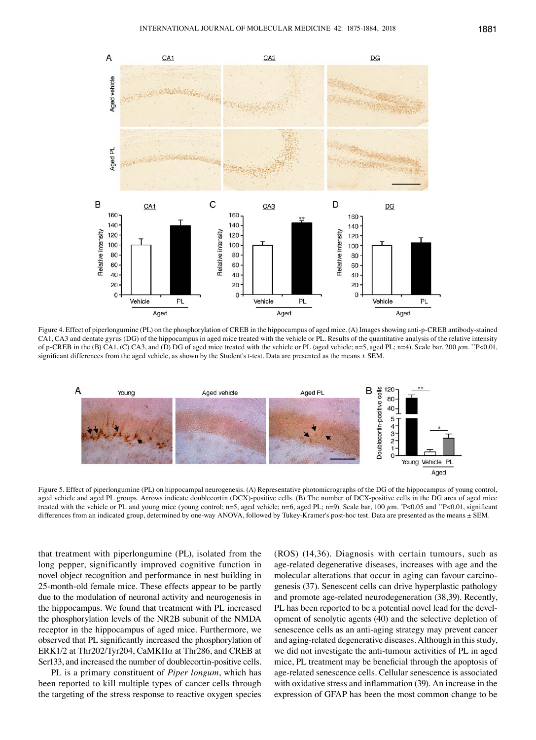Figure 4. Effect of piperlongumine (PL) on the phosphorylation of CREB in the hippocampus of aged mice. (A) Images showing anti-p-CREB antibody-stained CA1, CA3 and dentate gyrus (DG) of the hippocampus in aged mice treated with the vehicle or PL. Results of the quantitative analysis of the relative intensity of p-CREB in the (B) CA1, (C) CA3, and (D) DG of aged mice treated with the vehicle or PL (aged vehicle; n=5, aged PL; n=4). Scale bar, 200 $\mu$m. $^{**}$P<0.01, significant differences from the aged vehicle, as shown by the Student's t-test. Data are presented as the means ± SEM.

Figure 5. Effect of piperlongumine (PL) on hippocampal neurogenesis. (A) Representative photomicrographs of the DG of the hippocampus of young control, aged vehicle and aged PL groups. Arrows indicate doublecortin (DCX)-positive cells. (B) The number of DCX-positive cells in the DG area of aged mice treated with the vehicle or PL and young mice (young control; n=5, aged vehicle; n=6, aged PL; n=9). Scale bar, 100 $\mu$m. $^{*}$P<0.05 and $^{**}$P<0.01, significant differences from an indicated group, determined by one-way ANOVA, followed by Tukey-Kramer's post-hoc test. Data are presented as the means ± SEM.

that treatment with piperlongumine (PL), isolated from the long pepper, significantly improved cognitive function in novel object recognition and performance in nest building in 25-month-old female mice. These effects appear to be partly due to the modulation of neuronal activity and neurogenesis in the hippocampus. We found that treatment with PL increased the phosphorylation levels of the NR2B subunit of the NMDA receptor in the hippocampus of aged mice. Furthermore, we observed that PL significantly increased the phosphorylation of ERK1/2 at Thr202/Tyr204, CaMKIIα at Thr286, and CREB at Ser133, and increased the number of doublecortin-positive cells.

PL is a primary constituent of *Piper longum*, which has been reported to kill multiple types of cancer cells through the targeting of the stress response to reactive oxygen species (ROS) (14,36). Diagnosis with certain tumours, such as age-related degenerative diseases, increases with age and the molecular alterations that occur in aging can favour carcinogenesis (37). Senescent cells can drive hyperplastic pathology and promote age-related neurodegeneration (38,39). Recently, PL has been reported to be a potential novel lead for the development of senolytic agents (40) and the selective depletion of senescence cells as an anti-aging strategy may prevent cancer and aging-related degenerative diseases. Although in this study, we did not investigate the anti-tumour activities of PL in aged mice, PL treatment may be beneficial through the apoptosis of age-related senescence cells. Cellular senescence is associated with oxidative stress and inflammation (39). An increase in the expression of GFAP has been the most common change to be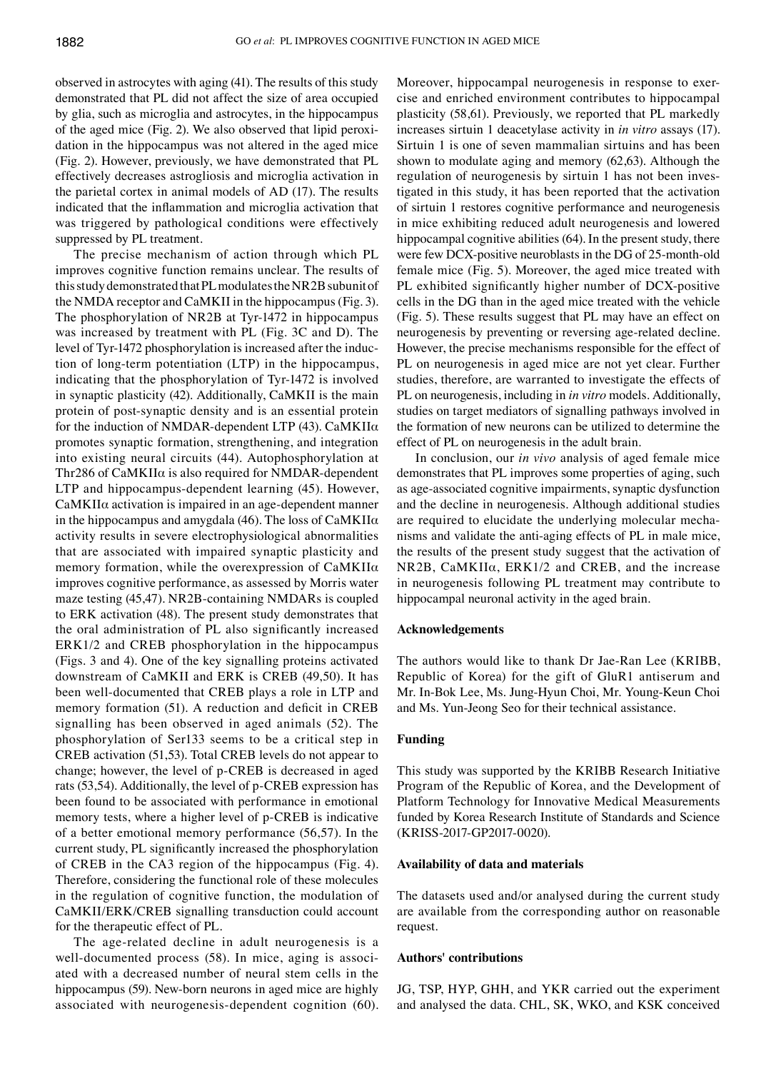observed in astrocytes with aging (41). The results of this study demonstrated that PL did not affect the size of area occupied by glia, such as microglia and astrocytes, in the hippocampus of the aged mice (Fig. 2). We also observed that lipid peroxidation in the hippocampus was not altered in the aged mice (Fig. 2). However, previously, we have demonstrated that PL effectively decreases astrogliosis and microglia activation in the parietal cortex in animal models of AD (17). The results indicated that the inflammation and microglia activation that was triggered by pathological conditions were effectively suppressed by PL treatment.

The precise mechanism of action through which PL improves cognitive function remains unclear. The results of this study demonstrated that PL modulates the NR2B subunit of the NMDA receptor and CaMKII in the hippocampus (Fig. 3). The phosphorylation of NR2B at Tyr-1472 in hippocampus was increased by treatment with PL (Fig. 3C and D). The level of Tyr-1472 phosphorylation is increased after the induction of long-term potentiation (LTP) in the hippocampus, indicating that the phosphorylation of Tyr-1472 is involved in synaptic plasticity (42). Additionally, CaMKII is the main protein of post-synaptic density and is an essential protein for the induction of NMDAR-dependent LTP (43). CaMKIIα promotes synaptic formation, strengthening, and integration into existing neural circuits (44). Autophosphorylation at Thr286 of CaMKIIα is also required for NMDAR-dependent LTP and hippocampus-dependent learning (45). However, CaMKIIα activation is impaired in an age-dependent manner in the hippocampus and amygdala (46). The loss of CaMKIIα activity results in severe electrophysiological abnormalities that are associated with impaired synaptic plasticity and memory formation, while the overexpression of CaMKIIα improves cognitive performance, as assessed by Morris water maze testing (45,47). NR2B-containing NMDARs is coupled to ERK activation (48). The present study demonstrates that the oral administration of PL also significantly increased ERK1/2 and CREB phosphorylation in the hippocampus (Figs. 3 and 4). One of the key signalling proteins activated downstream of CaMKII and ERK is CREB (49,50). It has been well-documented that CREB plays a role in LTP and memory formation (51). A reduction and deficit in CREB signalling has been observed in aged animals (52). The phosphorylation of Ser133 seems to be a critical step in CREB activation (51,53). Total CREB levels do not appear to change; however, the level of p-CREB is decreased in aged rats (53,54). Additionally, the level of p-CREB expression has been found to be associated with performance in emotional memory tests, where a higher level of p-CREB is indicative of a better emotional memory performance (56,57). In the current study, PL significantly increased the phosphorylation of CREB in the CA3 region of the hippocampus (Fig. 4). Therefore, considering the functional role of these molecules in the regulation of cognitive function, the modulation of CaMKII/ERK/CREB signalling transduction could account for the therapeutic effect of PL.

The age-related decline in adult neurogenesis is a well-documented process (58). In mice, aging is associated with a decreased number of neural stem cells in the hippocampus (59). New-born neurons in aged mice are highly associated with neurogenesis-dependent cognition (60). Moreover, hippocampal neurogenesis in response to exercise and enriched environment contributes to hippocampal plasticity (58,61). Previously, we reported that PL markedly increases sirtuin 1 deacetylase activity in *in vitro* assays (17). Sirtuin 1 is one of seven mammalian sirtuins and has been shown to modulate aging and memory (62,63). Although the regulation of neurogenesis by sirtuin 1 has not been investigated in this study, it has been reported that the activation of sirtuin 1 restores cognitive performance and neurogenesis in mice exhibiting reduced adult neurogenesis and lowered hippocampal cognitive abilities (64). In the present study, there were few DCX-positive neuroblasts in the DG of 25-month-old female mice (Fig. 5). Moreover, the aged mice treated with PL exhibited significantly higher number of DCX-positive cells in the DG than in the aged mice treated with the vehicle (Fig. 5). These results suggest that PL may have an effect on neurogenesis by preventing or reversing age-related decline. However, the precise mechanisms responsible for the effect of PL on neurogenesis in aged mice are not yet clear. Further studies, therefore, are warranted to investigate the effects of PL on neurogenesis, including in *in vitro* models. Additionally, studies on target mediators of signalling pathways involved in the formation of new neurons can be utilized to determine the effect of PL on neurogenesis in the adult brain.

In conclusion, our *in vivo* analysis of aged female mice demonstrates that PL improves some properties of aging, such as age-associated cognitive impairments, synaptic dysfunction and the decline in neurogenesis. Although additional studies are required to elucidate the underlying molecular mechanisms and validate the anti-aging effects of PL in male mice, the results of the present study suggest that the activation of NR2B, CaMKIIα, ERK1/2 and CREB, and the increase in neurogenesis following PL treatment may contribute to hippocampal neuronal activity in the aged brain.

## Acknowledgements

The authors would like to thank Dr Jae-Ran Lee (KRIBB, Republic of Korea) for the gift of GluR1 antiserum and Mr. In-Bok Lee, Ms. Jung-Hyun Choi, Mr. Young-Keun Choi and Ms. Yun-Jeong Seo for their technical assistance.

## Funding

This study was supported by the KRIBB Research Initiative Program of the Republic of Korea, and the Development of Platform Technology for Innovative Medical Measurements funded by Korea Research Institute of Standards and Science (KRISS-2017-GP2017-0020).

## Availability of data and materials

The datasets used and/or analysed during the current study are available from the corresponding author on reasonable request.

## Authors' contributions

JG, TSP, HYP, GHH, and YKR carried out the experiment and analysed the data. CHL, SK, WKO, and KSK conceived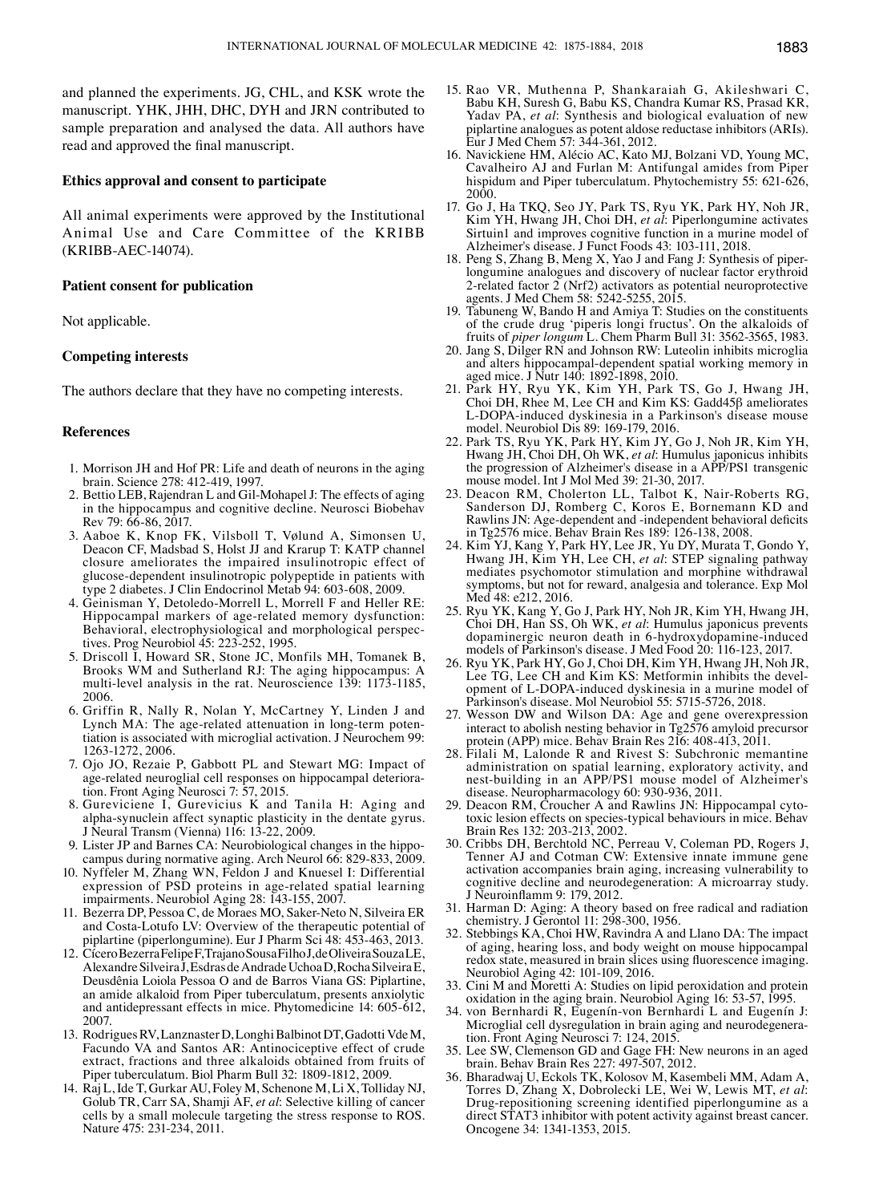and planned the experiments. JG, CHL, and KSK wrote the manuscript. YHK, JHH, DHC, DYH and JRN contributed to sample preparation and analysed the data. All authors have read and approved the final manuscript.

### Ethics approval and consent to participate

All animal experiments were approved by the Institutional Animal Use and Care Committee of the KRIBB (KRIBB-AEC-14074).

### Patient consent for publication

Not applicable.

### Competing interests

The authors declare that they have no competing interests.

### References

1. Morrison JH and Hof PR: Life and death of neurons in the aging brain. Science 278: 412-419, 1997.
2. Bettio LEB, Rajendran L and Gil-Mohapel J: The effects of aging in the hippocampus and cognitive decline. Neurosci Biobehav Rev 79: 66-86, 2017.
3. Aaboe K, Knop FK, Vilsboll T, Vølund A, Simonsen U, Deacon CF, Madsbad S, Holst JJ and Krarup T: KATP channel closure ameliorates the impaired insulinotropic effect of glucose-dependent insulinotropic polypeptide in patients with type 2 diabetes. J Clin Endocrinol Metab 94: 603-608, 2009.
4. Geinisman Y, Detoledo-Morrell L, Morrell F and Heller RE: Hippocampal markers of age-related memory dysfunction: Behavioral, electrophysiological and morphological perspectives. Prog Neurobiol 45: 223-252, 1995.
5. Driscoll I, Howard SR, Stone JC, Monfils MH, Tomanek B, Brooks WM and Sutherland RJ: The aging hippocampus: A multi-level analysis in the rat. Neuroscience 139: 1173-1185, 2006.
6. Griffin R, Nally R, Nolan Y, McCartney Y, Linden J and Lynch MA: The age-related attenuation in long-term potentiation is associated with microglial activation. J Neurochem 99: 1263-1272, 2006.
7. Ojo JO, Rezaie P, Gabbott PL and Stewart MG: Impact of age-related neuroglial cell responses on hippocampal deterioration. Front Aging Neurosci 7: 57, 2015.
8. Gureviciene I, Gurevicius K and Tanila H: Aging and alpha-synuclein affect synaptic plasticity in the dentate gyrus. J Neural Transm (Vienna) 116: 13-22, 2009.
9. Lister JP and Barnes CA: Neurobiological changes in the hippocampus during normative aging. Arch Neurol 66: 829-833, 2009.
10. Nyffeler M, Zhang WN, Feldon J and Knuesel I: Differential expression of PSD proteins in age-related spatial learning impairments. Neurobiol Aging 28: 143-155, 2007.
11. Bezerra DP, Pessoa C, de Moraes MO, Saker-Neto N, Silveira ER and Costa-Lotufo LV: Overview of the therapeutic potential of piplartine (piperlongumine). Eur J Pharm Sci 48: 453-463, 2013.
12. Cícero Bezerra Felipe F, Trajano Sousa Filho J, de Oliveira Souza LE, Alexandre Silveira J, Esdras de Andrade Uchoa D, Rocha Silveira E, Deusdênia Loiola Pessoa O and de Barros Viana GS: Piplartine, an amide alkaloid from Piper tuberculatum, presents anxiolytic and antidepressant effects in mice. Phytomedicine 14: 605-612, 2007.
13. Rodrigues RV, Lanznaster D, Longhi Balbinot DT, Gadotti Vde M, Facundo VA and Santos AR: Antinociceptive effect of crude extract, fractions and three alkaloids obtained from fruits of Piper tuberculatum. Biol Pharm Bull 32: 1809-1812, 2009.
14. Raj L, Ide T, Gurkar AU, Foley M, Schenone M, Li X, Tolliday NJ, Golub TR, Carr SA, Shamji AF, *et al*: Selective killing of cancer cells by a small molecule targeting the stress response to ROS. Nature 475: 231-234, 2011.
15. Rao VR, Muthenna P, Shankaraiah G, Akileshwari C, Babu KH, Suresh G, Babu KS, Chandra Kumar RS, Prasad KR, Yadav PA, *et al*: Synthesis and biological evaluation of new piplartine analogues as potent aldose reductase inhibitors (ARIs). Eur J Med Chem 57: 344-361, 2012.
16. Navickiene HM, Alécio AC, Kato MJ, Bolzani VD, Young MC, Cavalheiro AJ and Furlan M: Antifungal amides from Piper hispidum and Piper tuberculatum. Phytochemistry 55: 621-626, 2000.
17. Go J, Ha TKQ, Seo JY, Park TS, Ryu YK, Park HY, Noh JR, Kim YH, Hwang JH, Choi DH, *et al*: Piperlongumine activates Sirtuin1 and improves cognitive function in a murine model of Alzheimer's disease. J Funct Foods 43: 103-111, 2018.
18. Peng S, Zhang B, Meng X, Yao J and Fang J: Synthesis of piperlongumine analogues and discovery of nuclear factor erythroid 2-related factor 2 (Nrf2) activators as potential neuroprotective agents. J Med Chem 58: 5242-5255, 2015.
19. Tabuneng W, Bando H and Amiya T: Studies on the constituents of the crude drug 'piperis longi fructus'. On the alkaloids of fruits of *piper longum* L. Chem Pharm Bull 31: 3562-3565, 1983.
20. Jang S, Dilger RN and Johnson RW: Luteolin inhibits microglia and alters hippocampal-dependent spatial working memory in aged mice. J Nutr 140: 1892-1898, 2010.
21. Park HY, Ryu YK, Kim YH, Park TS, Go J, Hwang JH, Choi DH, Rhee M, Lee CH and Kim KS: Gadd45β ameliorates L-DOPA-induced dyskinesia in a Parkinson's disease mouse model. Neurobiol Dis 89: 169-179, 2016.
22. Park TS, Ryu YK, Park HY, Kim JY, Go J, Noh JR, Kim YH, Hwang JH, Choi DH, Oh WK, *et al*: Humulus japonicus inhibits the progression of Alzheimer's disease in a APP/PS1 transgenic mouse model. Int J Mol Med 39: 21-30, 2017.
23. Deacon RM, Cholerton LL, Talbot K, Nair-Roberts RG, Sanderson DJ, Romberg C, Koros E, Bornemann KD and Rawlins JN: Age-dependent and -independent behavioral deficits in Tg2576 mice. Behav Brain Res 189: 126-138, 2008.
24. Kim YJ, Kang Y, Park HY, Lee JR, Yu DY, Murata T, Gondo Y, Hwang JH, Kim YH, Lee CH, *et al*: STEP signaling pathway mediates psychomotor stimulation and morphine withdrawal symptoms, but not for reward, analgesia and tolerance. Exp Mol Med 48: e212, 2016.
25. Ryu YK, Kang Y, Go J, Park HY, Noh JR, Kim YH, Hwang JH, Choi DH, Han SS, Oh WK, *et al*: Humulus japonicus prevents dopaminergic neuron death in 6-hydroxydopamine-induced models of Parkinson's disease. J Med Food 20: 116-123, 2017.
26. Ryu YK, Park HY, Go J, Choi DH, Kim YH, Hwang JH, Noh JR, Lee TG, Lee CH and Kim KS: Metformin inhibits the development of L-DOPA-induced dyskinesia in a murine model of Parkinson's disease. Mol Neurobiol 55: 5715-5726, 2018.
27. Wesson DW and Wilson DA: Age and gene overexpression interact to abolish nesting behavior in Tg2576 amyloid precursor protein (APP) mice. Behav Brain Res 216: 408-413, 2011.
28. Filali M, Lalonde R and Rivest S: Subchronic memantine administration on spatial learning, exploratory activity, and nest-building in an APP/PS1 mouse model of Alzheimer's disease. Neuropharmacology 60: 930-936, 2011.
29. Deacon RM, Croucher A and Rawlins JN: Hippocampal cytotoxic lesion effects on species-typical behaviours in mice. Behav Brain Res 132: 203-213, 2002.
30. Cribbs DH, Berchtold NC, Perreau V, Coleman PD, Rogers J, Tenner AJ and Cotman CW: Extensive innate immune gene activation accompanies brain aging, increasing vulnerability to cognitive decline and neurodegeneration: A microarray study. J Neuroinflamm 9: 179, 2012.
31. Harman D: Aging: A theory based on free radical and radiation chemistry. J Gerontol 11: 298-300, 1956.
32. Stebbings KA, Choi HW, Ravindra A and Llano DA: The impact of aging, hearing loss, and body weight on mouse hippocampal redox state, measured in brain slices using fluorescence imaging. Neurobiol Aging 42: 101-109, 2016.
33. Cini M and Moretti A: Studies on lipid peroxidation and protein oxidation in the aging brain. Neurobiol Aging 16: 53-57, 1995.
34. von Bernhardi R, Eugenín-von Bernhardi L and Eugenín J: Microglial cell dysregulation in brain aging and neurodegeneration. Front Aging Neurosci 7: 124, 2015.
35. Lee SW, Clemenson GD and Gage FH: New neurons in an aged brain. Behav Brain Res 227: 497-507, 2012.
36. Bharadwaj U, Eckols TK, Kolosov M, Kasembeli MM, Adam A, Torres D, Zhang X, Dobrolecki LE, Wei W, Lewis MT, *et al*: Drug-repositioning screening identified piperlongumine as a direct STAT3 inhibitor with potent activity against breast cancer. Oncogene 34: 1341-1353, 2015.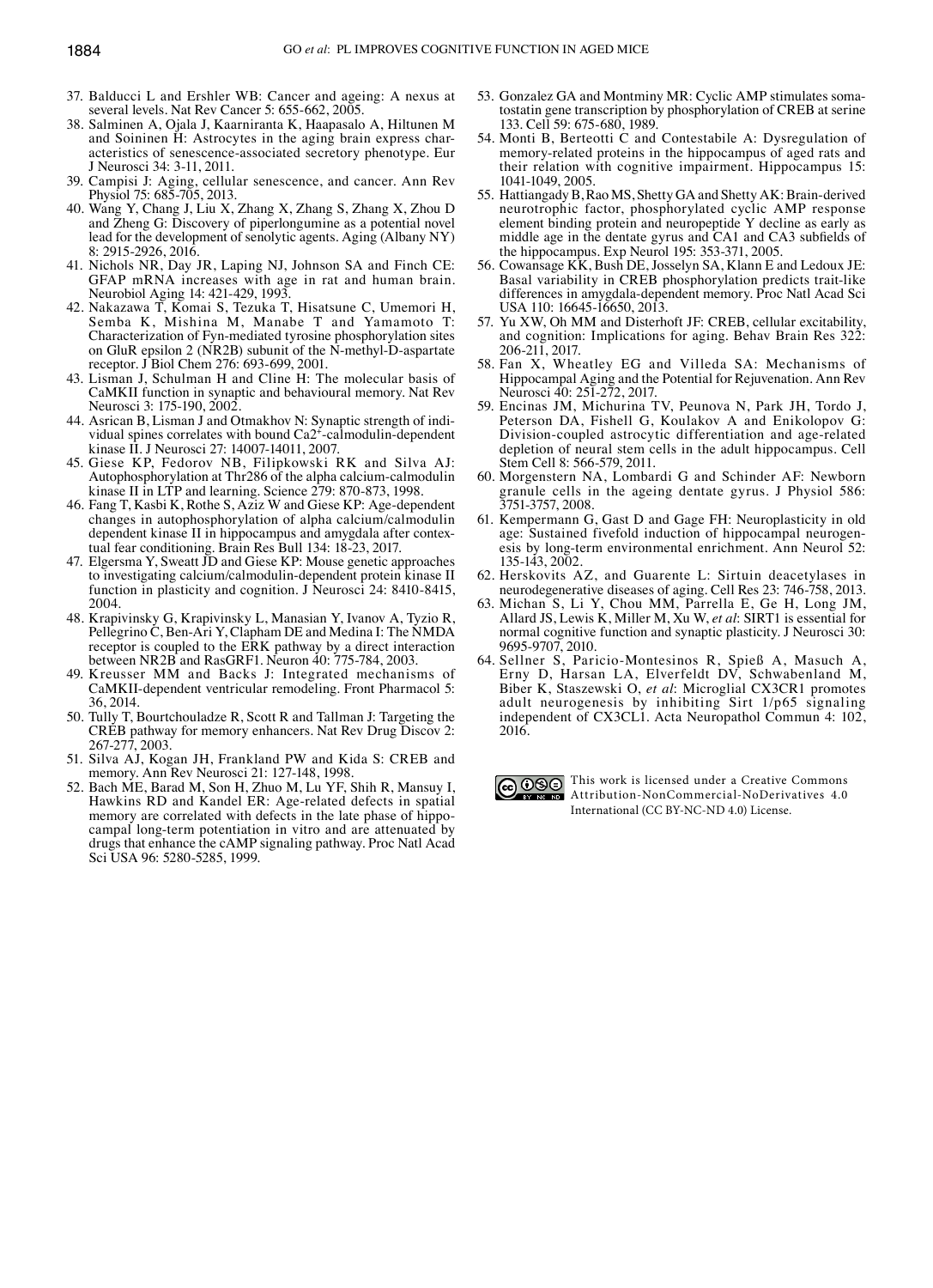37. Balducci L and Ershler WB: Cancer and ageing: A nexus at several levels. Nat Rev Cancer 5: 655-662, 2005.
38. Salminen A, Ojala J, Kaarniranta K, Haapasalo A, Hiltunen M and Soininen H: Astrocytes in the aging brain express characteristics of senescence-associated secretory phenotype. Eur J Neurosci 34: 3-11, 2011.
39. Campisi J: Aging, cellular senescence, and cancer. Ann Rev Physiol 75: 685-705, 2013.
40. Wang Y, Chang J, Liu X, Zhang X, Zhang S, Zhang X, Zhou D and Zheng G: Discovery of piperlongumine as a potential novel lead for the development of senolytic agents. Aging (Albany NY) 8: 2915-2926, 2016.
41. Nichols NR, Day JR, Laping NJ, Johnson SA and Finch CE: GFAP mRNA increases with age in rat and human brain. Neurobiol Aging 14: 421-429, 1993.
42. Nakazawa T, Komai S, Tezuka T, Hisatsune C, Umemori H, Semba K, Mishina M, Manabe T and Yamamoto T: Characterization of Fyn-mediated tyrosine phosphorylation sites on GluR epsilon 2 (NR2B) subunit of the N-methyl-D-aspartate receptor. J Biol Chem 276: 693-699, 2001.
43. Lisman J, Schulman H and Cline H: The molecular basis of CaMKII function in synaptic and behavioural memory. Nat Rev Neurosci 3: 175-190, 2002.
44. Asrican B, Lisman J and Otmakhov N: Synaptic strength of individual spines correlates with bound $Ca2^+$-calmodulin-dependent kinase II. J Neurosci 27: 14007-14011, 2007.
45. Giese KP, Fedorov NB, Filipkowski RK and Silva AJ: Autophosphorylation at Thr286 of the alpha calcium-calmodulin kinase II in LTP and learning. Science 279: 870-873, 1998.
46. Fang T, Kasbi K, Rothe S, Aziz W and Giese KP: Age-dependent changes in autophosphorylation of alpha calcium/calmodulin dependent kinase II in hippocampus and amygdala after contextual fear conditioning. Brain Res Bull 134: 18-23, 2017.
47. Elgersma Y, Sweatt JD and Giese KP: Mouse genetic approaches to investigating calcium/calmodulin-dependent protein kinase II function in plasticity and cognition. J Neurosci 24: 8410-8415, 2004.
48. Krapivinsky G, Krapivinsky L, Manasian Y, Ivanov A, Tyzio R, Pellegrino C, Ben-Ari Y, Clapham DE and Medina I: The NMDA receptor is coupled to the ERK pathway by a direct interaction between NR2B and RasGRF1. Neuron 40: 775-784, 2003.
49. Kreusser MM and Backs J: Integrated mechanisms of CaMKII-dependent ventricular remodeling. Front Pharmacol 5: 36, 2014.
50. Tully T, Bourtchouladze R, Scott R and Tallman J: Targeting the CREB pathway for memory enhancers. Nat Rev Drug Discov 2: 267-277, 2003.
51. Silva AJ, Kogan JH, Frankland PW and Kida S: CREB and memory. Ann Rev Neurosci 21: 127-148, 1998.
52. Bach ME, Barad M, Son H, Zhuo M, Lu YF, Shih R, Mansuy I, Hawkins RD and Kandel ER: Age-related defects in spatial memory are correlated with defects in the late phase of hippocampal long-term potentiation in vitro and are attenuated by drugs that enhance the cAMP signaling pathway. Proc Natl Acad Sci USA 96: 5280-5285, 1999.
53. Gonzalez GA and Montminy MR: Cyclic AMP stimulates somatostatin gene transcription by phosphorylation of CREB at serine 133. Cell 59: 675-680, 1989.
54. Monti B, Berteotti C and Contestabile A: Dysregulation of memory-related proteins in the hippocampus of aged rats and their relation with cognitive impairment. Hippocampus 15: 1041-1049, 2005.
55. Hattiangady B, Rao MS, Shetty GA and Shetty AK: Brain-derived neurotrophic factor, phosphorylated cyclic AMP response element binding protein and neuropeptide Y decline as early as middle age in the dentate gyrus and CA1 and CA3 subfields of the hippocampus. Exp Neurol 195: 353-371, 2005.
56. Cowansage KK, Bush DE, Josselyn SA, Klann E and Ledoux JE: Basal variability in CREB phosphorylation predicts trait-like differences in amygdala-dependent memory. Proc Natl Acad Sci USA 110: 16645-16650, 2013.
57. Yu XW, Oh MM and Disterhoft JF: CREB, cellular excitability, and cognition: Implications for aging. Behav Brain Res 322: 206-211, 2017.
58. Fan X, Wheatley EG and Villeda SA: Mechanisms of Hippocampal Aging and the Potential for Rejuvenation. Ann Rev Neurosci 40: 251-272, 2017.
59. Encinas JM, Michurina TV, Peunova N, Park JH, Tordo J, Peterson DA, Fishell G, Koulakov A and Enikolopov G: Division-coupled astrocytic differentiation and age-related depletion of neural stem cells in the adult hippocampus. Cell Stem Cell 8: 566-579, 2011.
60. Morgenstern NA, Lombardi G and Schinder AF: Newborn granule cells in the ageing dentate gyrus. J Physiol 586: 3751-3757, 2008.
61. Kempermann G, Gast D and Gage FH: Neuroplasticity in old age: Sustained fivefold induction of hippocampal neurogenesis by long-term environmental enrichment. Ann Neurol 52: 135-143, 2002.
62. Herskovits AZ, and Guarente L: Sirtuin deacetylases in neurodegenerative diseases of aging. Cell Res 23: 746-758, 2013.
63. Michan S, Li Y, Chou MM, Parrella E, Ge H, Long JM, Allard JS, Lewis K, Miller M, Xu W, *et al*: SIRT1 is essential for normal cognitive function and synaptic plasticity. J Neurosci 30: 9695-9707, 2010.
64. Sellner S, Paricio-Montesinos R, Spieß A, Masuch A, Erny D, Harsan LA, Elverfeldt DV, Schwabenland M, Biber K, Staszewski O, *et al*: Microglial CX3CR1 promotes adult neurogenesis by inhibiting Sirt 1/p65 signaling independent of CX3CL1. Acta Neuropathol Commun 4: 102, 2016.

This work is licensed under a Creative Commons Attribution-NonCommercial-NoDerivatives 4.0 International (CC BY-NC-ND 4.0) License.